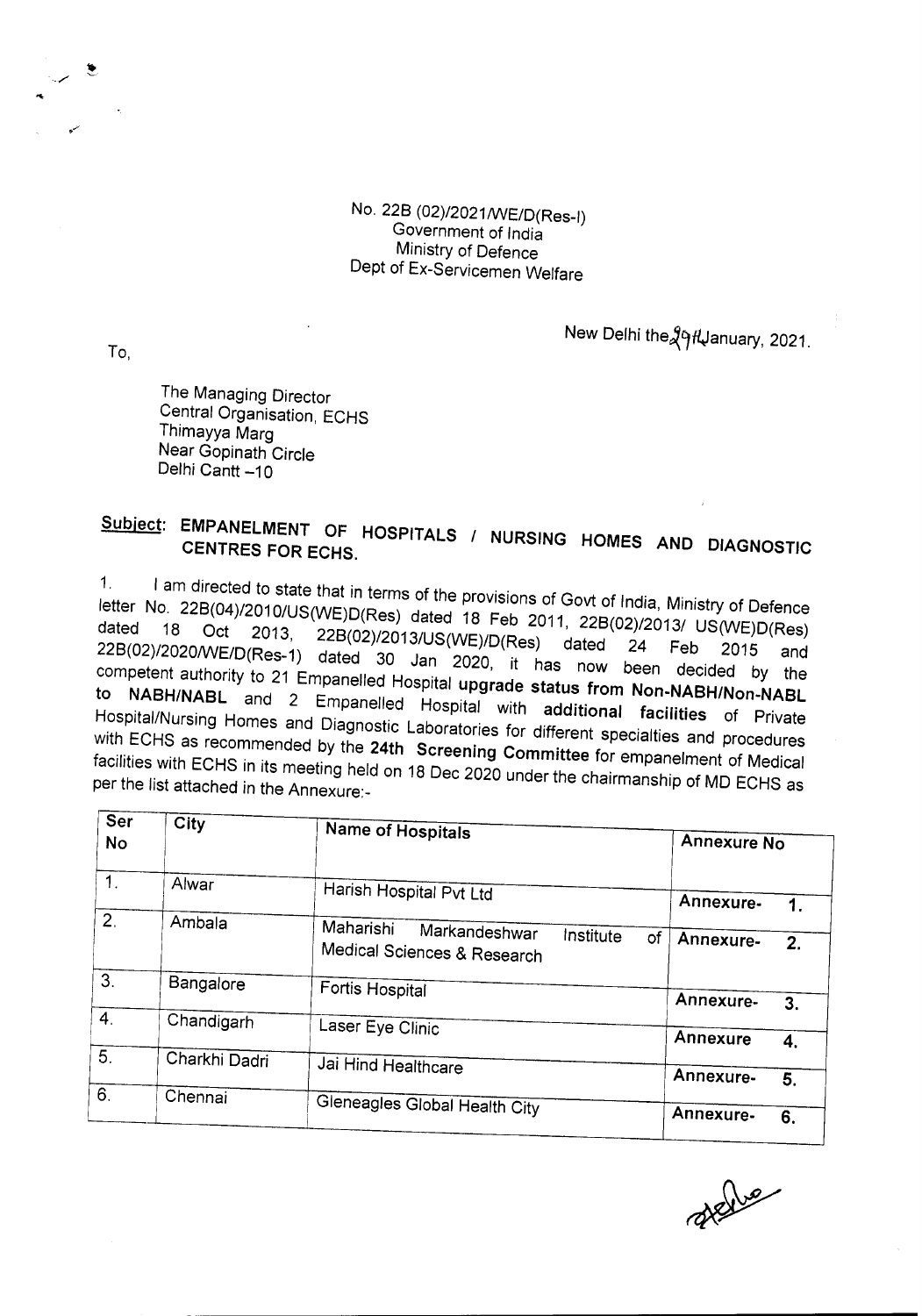No. 22B (02)/2021/WE/D(Res-I)
Government of India
Ministry of Defence
Dept of Ex-Servicemen Welfare

New Delhi the 29th January, 2021.

To,

The Managing Director
Central Organisation, ECHS
Thimayya Marg
Near Gopinath Circle
Delhi Cantt –10

**Subject: EMPANELMENT OF HOSPITALS / NURSING HOMES AND DIAGNOSTIC CENTRES FOR ECHS.**

1. I am directed to state that in terms of the provisions of Govt of India, Ministry of Defence letter No. 22B(04)/2010/US(WE)D(Res) dated 18 Feb 2011, 22B(02)/2013/ US(WE)D(Res) dated 18 Oct 2013, 22B(02)/2013/US(WE)/D(Res) dated 24 Feb 2015 and 22B(02)/2020/WE/D(Res-1) dated 30 Jan 2020, it has now been decided by the competent authority to 21 Empanelled Hospital **upgrade status from Non-NABH/Non-NABL to NABH/NABL** and 2 Empanelled Hospital with **additional facilities** of Private Hospital/Nursing Homes and Diagnostic Laboratories for different specialties and procedures with ECHS as recommended by the **24th Screening Committee** for empanelment of Medical facilities with ECHS in its meeting held on 18 Dec 2020 under the chairmanship of MD ECHS as per the list attached in the Annexure:-

| Ser No | City | Name of Hospitals | Annexure No |
|---|---|---|---|
| 1. | Alwar | Harish Hospital Pvt Ltd | **Annexure- 1.** |
| 2. | Ambala | Maharishi Markandeshwar Institute of Medical Sciences & Research | **Annexure- 2.** |
| 3. | Bangalore | Fortis Hospital | **Annexure- 3.** |
| 4. | Chandigarh | Laser Eye Clinic | **Annexure 4.** |
| 5. | Charkhi Dadri | Jai Hind Healthcare | **Annexure- 5.** |
| 6. | Chennai | Gleneagles Global Health City | **Annexure- 6.** |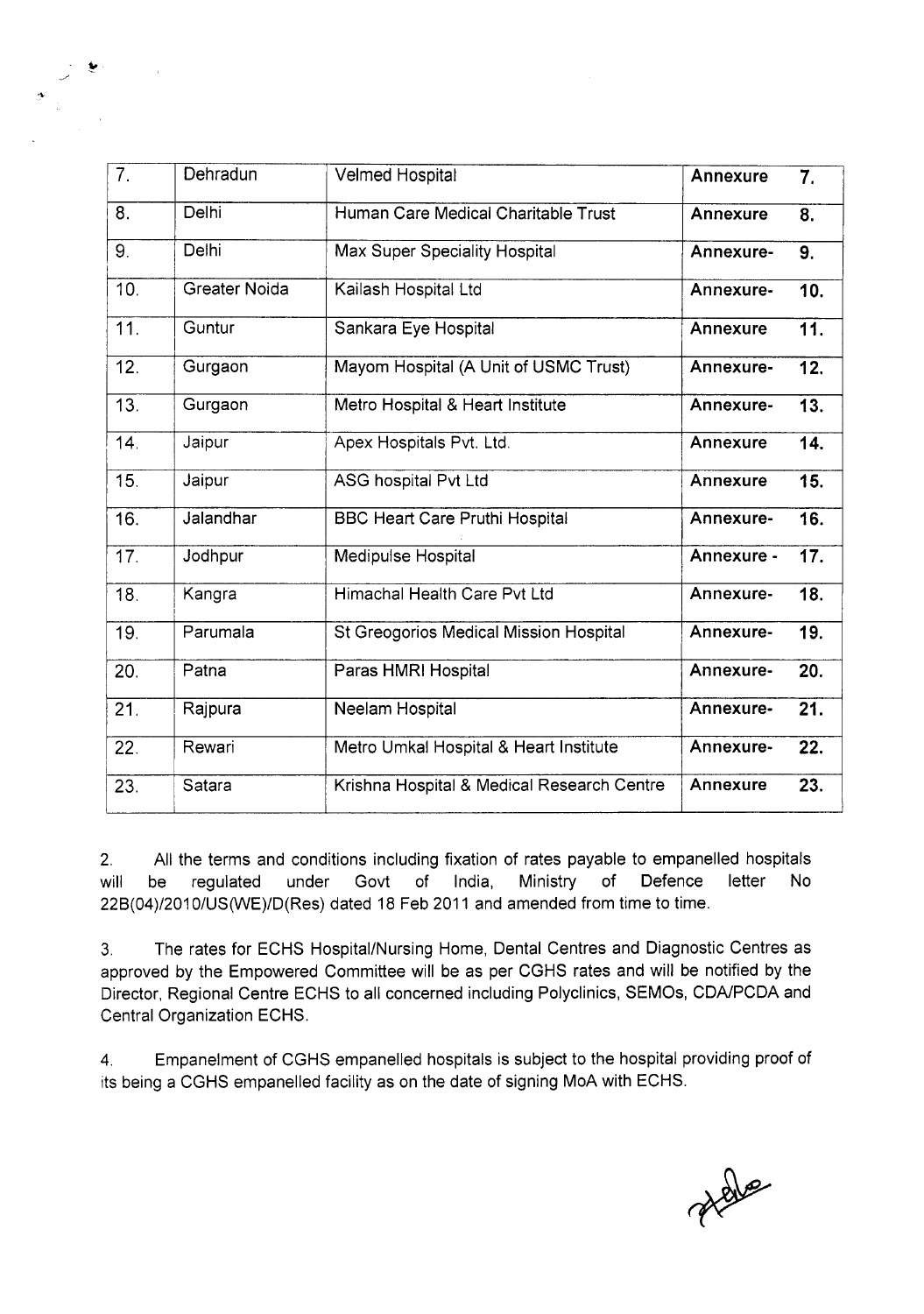| | | | |
|---|---|---|---|
| 7. | Dehradun | Velmed Hospital | **Annexure 7.** |
| 8. | Delhi | Human Care Medical Charitable Trust | **Annexure 8.** |
| 9. | Delhi | Max Super Speciality Hospital | **Annexure- 9.** |
| 10. | Greater Noida | Kailash Hospital Ltd | **Annexure- 10.** |
| 11. | Guntur | Sankara Eye Hospital | **Annexure 11.** |
| 12. | Gurgaon | Mayom Hospital (A Unit of USMC Trust) | **Annexure- 12.** |
| 13. | Gurgaon | Metro Hospital & Heart Institute | **Annexure- 13.** |
| 14. | Jaipur | Apex Hospitals Pvt. Ltd. | **Annexure 14.** |
| 15. | Jaipur | ASG hospital Pvt Ltd | **Annexure 15.** |
| 16. | Jalandhar | BBC Heart Care Pruthi Hospital | **Annexure- 16.** |
| 17. | Jodhpur | Medipulse Hospital | **Annexure - 17.** |
| 18. | Kangra | Himachal Health Care Pvt Ltd | **Annexure- 18.** |
| 19. | Parumala | St Greogorios Medical Mission Hospital | **Annexure- 19.** |
| 20. | Patna | Paras HMRI Hospital | **Annexure- 20.** |
| 21. | Rajpura | Neelam Hospital | **Annexure- 21.** |
| 22. | Rewari | Metro Umkal Hospital & Heart Institute | **Annexure- 22.** |
| 23. | Satara | Krishna Hospital & Medical Research Centre | **Annexure 23.** |

2. All the terms and conditions including fixation of rates payable to empanelled hospitals will be regulated under Govt of India, Ministry of Defence letter No 22B(04)/2010/US(WE)/D(Res) dated 18 Feb 2011 and amended from time to time.

3. The rates for ECHS Hospital/Nursing Home, Dental Centres and Diagnostic Centres as approved by the Empowered Committee will be as per CGHS rates and will be notified by the Director, Regional Centre ECHS to all concerned including Polyclinics, SEMOs, CDA/PCDA and Central Organization ECHS.

4. Empanelment of CGHS empanelled hospitals is subject to the hospital providing proof of its being a CGHS empanelled facility as on the date of signing MoA with ECHS.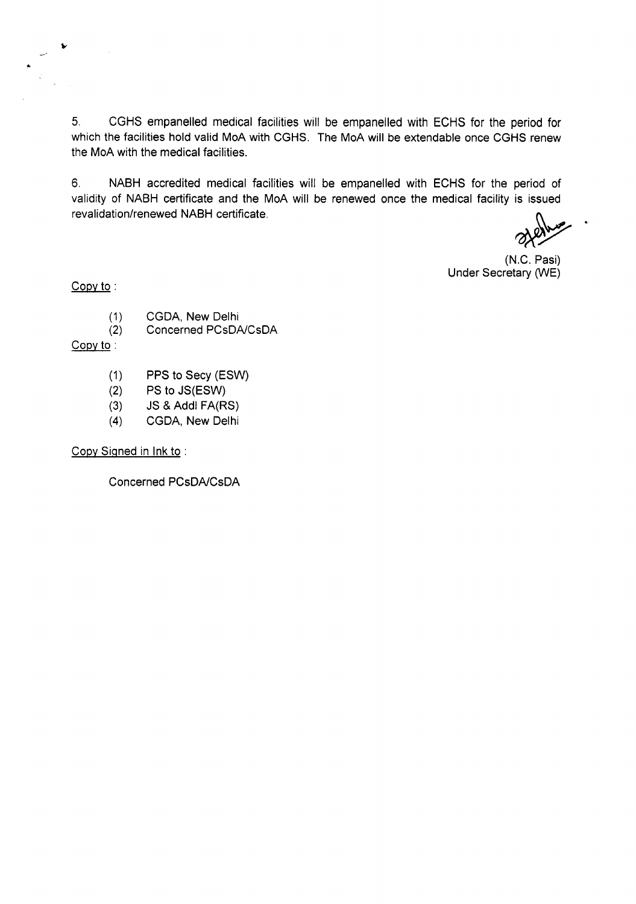5. CGHS empanelled medical facilities will be empanelled with ECHS for the period for which the facilities hold valid MoA with CGHS. The MoA will be extendable once CGHS renew the MoA with the medical facilities.

6. NABH accredited medical facilities will be empanelled with ECHS for the period of validity of NABH certificate and the MoA will be renewed once the medical facility is issued revalidation/renewed NABH certificate.

(N.C. Pasi)
Under Secretary (WE)

Copy to :

(1) CGDA, New Delhi
(2) Concerned PCsDA/CsDA

Copy to :

(1) PPS to Secy (ESW)
(2) PS to JS(ESW)
(3) JS & Addl FA(RS)
(4) CGDA, New Delhi

Copy Signed in Ink to :

Concerned PCsDA/CsDA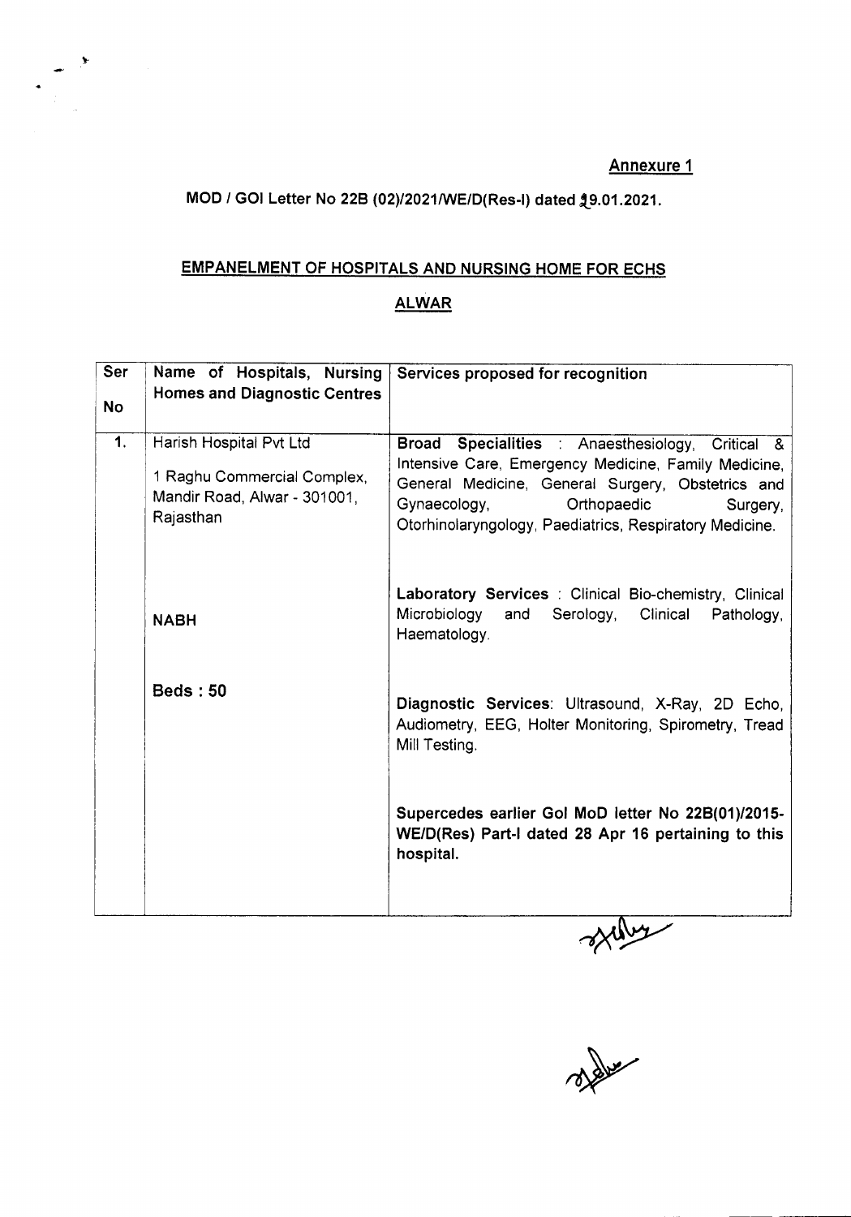**Annexure 1**

**MOD / GOI Letter No 22B (02)/2021/WE/D(Res-I) dated 19.01.2021.**

## EMPANELMENT OF HOSPITALS AND NURSING HOME FOR ECHS

## ALWAR

| Ser No | Name of Hospitals, Nursing Homes and Diagnostic Centres | Services proposed for recognition |
|---|---|---|
| 1. | Harish Hospital Pvt Ltd<br><br>1 Raghu Commercial Complex, Mandir Road, Alwar - 301001, Rajasthan<br><br>**NABH**<br><br>**Beds : 50** | **Broad Specialities** : Anaesthesiology, Critical & Intensive Care, Emergency Medicine, Family Medicine, General Medicine, General Surgery, Obstetrics and Gynaecology, Orthopaedic Surgery, Otorhinolaryngology, Paediatrics, Respiratory Medicine.<br><br>**Laboratory Services** : Clinical Bio-chemistry, Clinical Microbiology and Serology, Clinical Pathology, Haematology.<br><br>**Diagnostic Services**: Ultrasound, X-Ray, 2D Echo, Audiometry, EEG, Holter Monitoring, Spirometry, Tread Mill Testing.<br><br>**Supercedes earlier GoI MoD letter No 22B(01)/2015-WE/D(Res) Part-I dated 28 Apr 16 pertaining to this hospital.** |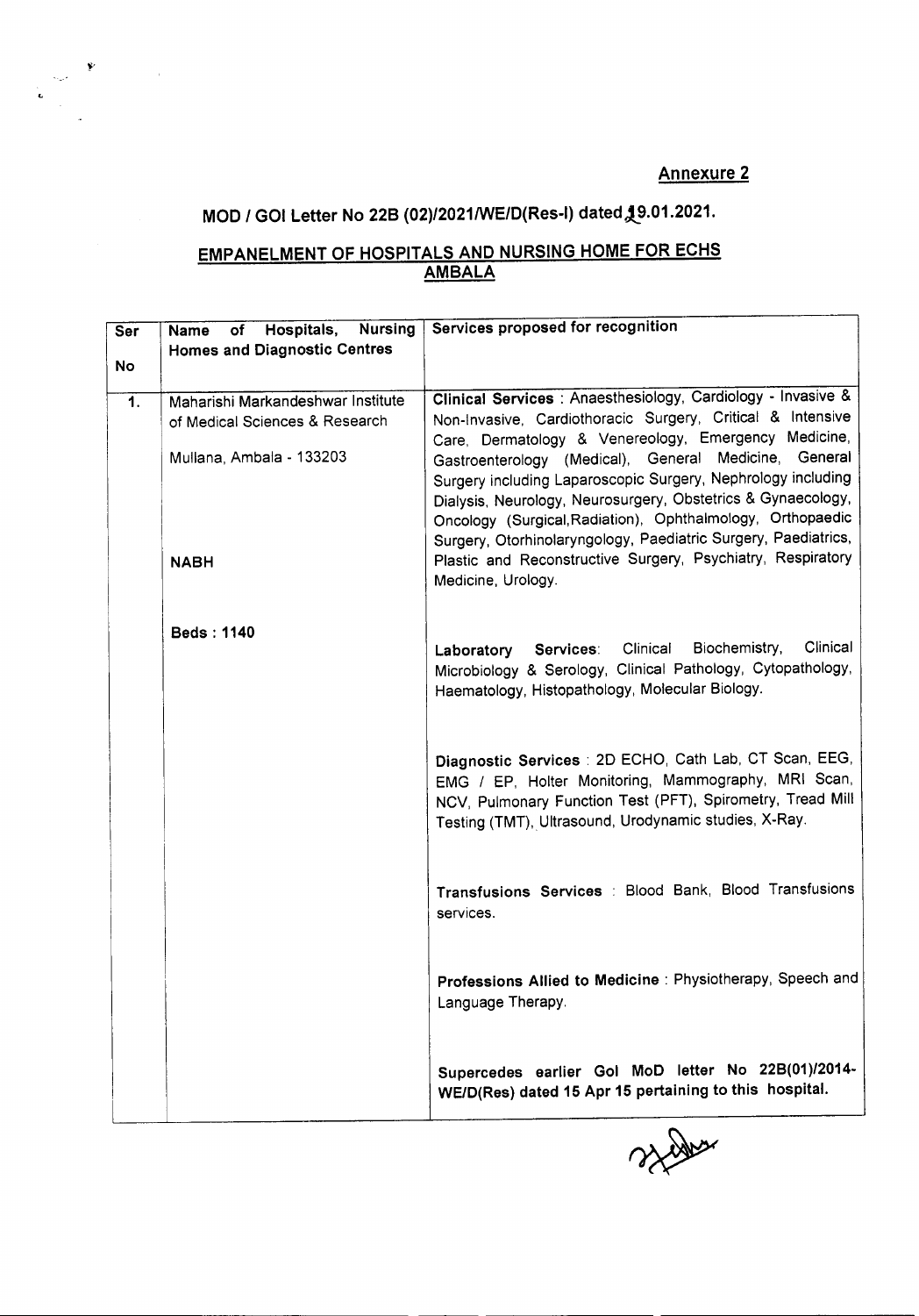**Annexure 2**

## MOD / GOI Letter No 22B (02)/2021/WE/D(Res-I) dated 19.01.2021.

## EMPANELMENT OF HOSPITALS AND NURSING HOME FOR ECHS AMBALA

| Ser No | Name of Hospitals, Nursing Homes and Diagnostic Centres | Services proposed for recognition |
|---|---|---|
| 1. | Maharishi Markandeshwar Institute of Medical Sciences & Research<br><br>Mullana, Ambala - 133203<br><br>**NABH**<br><br>**Beds : 1140** | **Clinical Services** : Anaesthesiology, Cardiology - Invasive & Non-Invasive, Cardiothoracic Surgery, Critical & Intensive Care, Dermatology & Venereology, Emergency Medicine, Gastroenterology (Medical), General Medicine, General Surgery including Laparoscopic Surgery, Nephrology including Dialysis, Neurology, Neurosurgery, Obstetrics & Gynaecology, Oncology (Surgical,Radiation), Ophthalmology, Orthopaedic Surgery, Otorhinolaryngology, Paediatric Surgery, Paediatrics, Plastic and Reconstructive Surgery, Psychiatry, Respiratory Medicine, Urology.<br><br>**Laboratory Services**: Clinical Biochemistry, Clinical Microbiology & Serology, Clinical Pathology, Cytopathology, Haematology, Histopathology, Molecular Biology.<br><br>**Diagnostic Services** : 2D ECHO, Cath Lab, CT Scan, EEG, EMG / EP, Holter Monitoring, Mammography, MRI Scan, NCV, Pulmonary Function Test (PFT), Spirometry, Tread Mill Testing (TMT), Ultrasound, Urodynamic studies, X-Ray.<br><br>**Transfusions Services** : Blood Bank, Blood Transfusions services.<br><br>**Professions Allied to Medicine** : Physiotherapy, Speech and Language Therapy.<br><br>**Supercedes earlier GoI MoD letter No 22B(01)/2014-WE/D(Res) dated 15 Apr 15 pertaining to this hospital.** |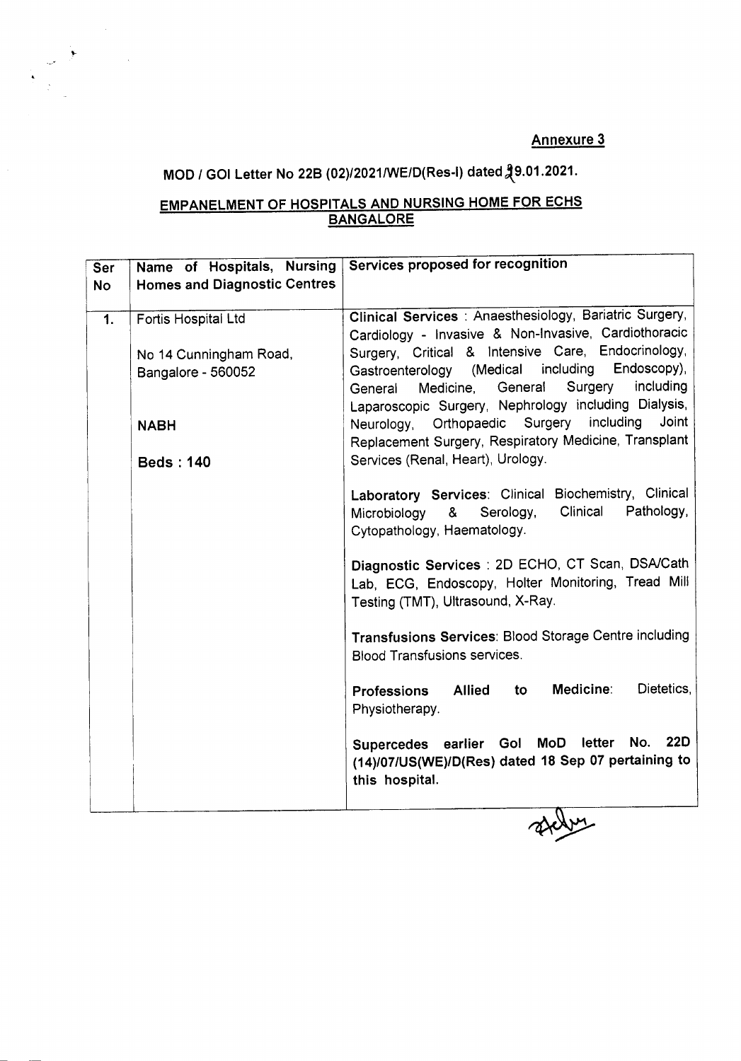**Annexure 3**

**MOD / GOI Letter No 22B (02)/2021/WE/D(Res-I) dated 29.01.2021.**

**EMPANELMENT OF HOSPITALS AND NURSING HOME FOR ECHS BANGALORE**

| Ser No | Name of Hospitals, Nursing Homes and Diagnostic Centres | Services proposed for recognition |
|---|---|---|
| 1. | Fortis Hospital Ltd<br><br>No 14 Cunningham Road, Bangalore - 560052<br><br>**NABH**<br><br>**Beds : 140** | **Clinical Services** : Anaesthesiology, Bariatric Surgery, Cardiology - Invasive & Non-Invasive, Cardiothoracic Surgery, Critical & Intensive Care, Endocrinology, Gastroenterology (Medical including Endoscopy), General Medicine, General Surgery including Laparoscopic Surgery, Nephrology including Dialysis, Neurology, Orthopaedic Surgery including Joint Replacement Surgery, Respiratory Medicine, Transplant Services (Renal, Heart), Urology.<br><br>**Laboratory Services**: Clinical Biochemistry, Clinical Microbiology & Serology, Clinical Pathology, Cytopathology, Haematology.<br><br>**Diagnostic Services** : 2D ECHO, CT Scan, DSA/Cath Lab, ECG, Endoscopy, Holter Monitoring, Tread Mill Testing (TMT), Ultrasound, X-Ray.<br><br>**Transfusions Services**: Blood Storage Centre including Blood Transfusions services.<br><br>**Professions Allied to Medicine**: Dietetics, Physiotherapy.<br><br>**Supercedes earlier GoI MoD letter No. 22D (14)/07/US(WE)/D(Res) dated 18 Sep 07 pertaining to this hospital.** |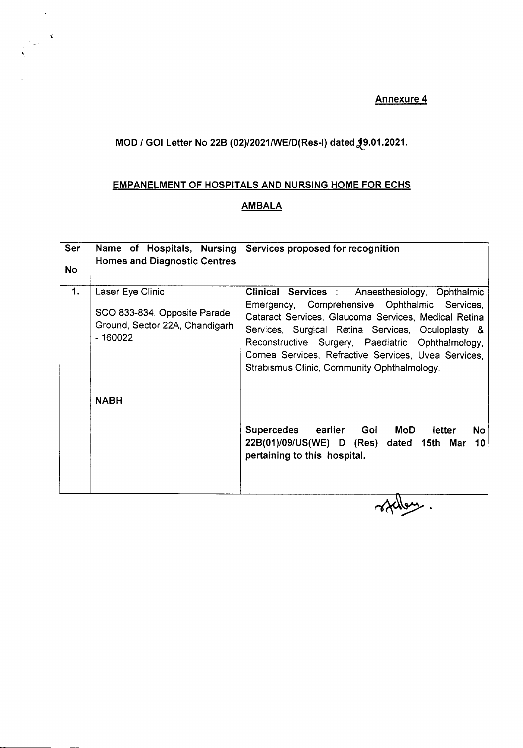**Annexure 4**

**MOD / GOI Letter No 22B (02)/2021/WE/D(Res-I) dated 19.01.2021.**

**EMPANELMENT OF HOSPITALS AND NURSING HOME FOR ECHS**

**AMBALA**

| Ser No | Name of Hospitals, Nursing Homes and Diagnostic Centres | Services proposed for recognition |
|---|---|---|
| 1. | Laser Eye Clinic<br><br>SCO 833-834, Opposite Parade Ground, Sector 22A, Chandigarh - 160022<br><br>**NABH** | **Clinical Services** : Anaesthesiology, Ophthalmic Emergency, Comprehensive Ophthalmic Services, Cataract Services, Glaucoma Services, Medical Retina Services, Surgical Retina Services, Oculoplasty & Reconstructive Surgery, Paediatric Ophthalmology, Cornea Services, Refractive Services, Uvea Services, Strabismus Clinic, Community Ophthalmology.<br><br>**Supercedes earlier GoI MoD letter No 22B(01)/09/US(WE) D (Res) dated 15th Mar 10 pertaining to this hospital.** |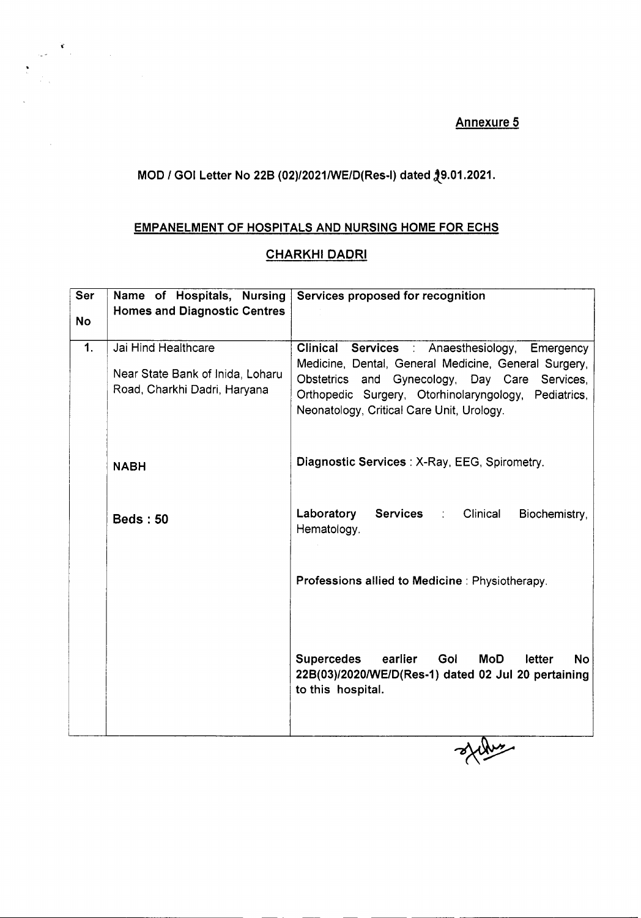**Annexure 5**

**MOD / GOI Letter No 22B (02)/2021/WE/D(Res-I) dated 19.01.2021.**

**EMPANELMENT OF HOSPITALS AND NURSING HOME FOR ECHS**

**CHARKHI DADRI**

| Ser No | Name of Hospitals, Nursing Homes and Diagnostic Centres | Services proposed for recognition |
|---|---|---|
| 1. | Jai Hind Healthcare<br><br>Near State Bank of Inida, Loharu Road, Charkhi Dadri, Haryana<br><br>**NABH**<br><br>**Beds : 50** | **Clinical Services** : Anaesthesiology, Emergency Medicine, Dental, General Medicine, General Surgery, Obstetrics and Gynecology, Day Care Services, Orthopedic Surgery, Otorhinolaryngology, Pediatrics, Neonatology, Critical Care Unit, Urology.<br><br>**Diagnostic Services** : X-Ray, EEG, Spirometry.<br><br>**Laboratory Services** : Clinical Biochemistry, Hematology.<br><br>**Professions allied to Medicine** : Physiotherapy.<br><br>**Supercedes earlier GoI MoD letter No 22B(03)/2020/WE/D(Res-1) dated 02 Jul 20 pertaining to this hospital.** |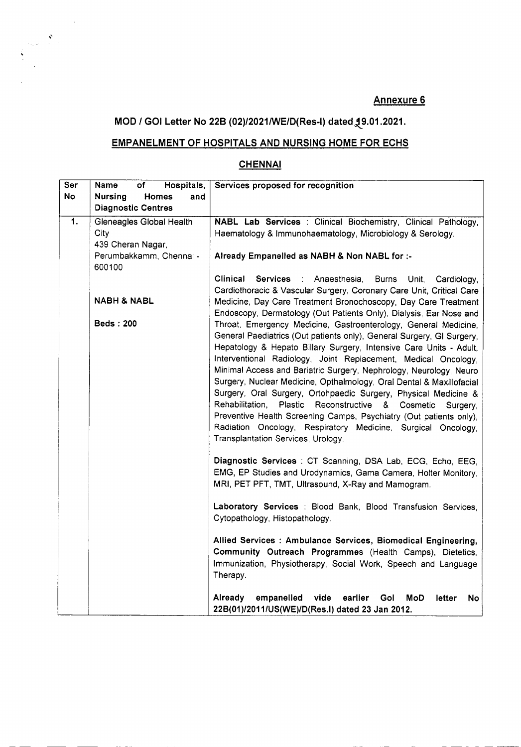**Annexure 6**

**MOD / GOI Letter No 22B (02)/2021/WE/D(Res-I) dated 19.01.2021.**

**EMPANELMENT OF HOSPITALS AND NURSING HOME FOR ECHS**

**CHENNAI**

| Ser No | Name of Hospitals, Nursing Homes and Diagnostic Centres | Services proposed for recognition |
|---|---|---|
| 1. | Gleneagles Global Health City<br>439 Cheran Nagar, Perumbakkamm, Chennai - 600100<br><br>**NABH & NABL**<br><br>**Beds : 200** | **NABL Lab Services** : Clinical Biochemistry, Clinical Pathology, Haematology & Immunohaematology, Microbiology & Serology.<br><br>**Already Empanelled as NABH & Non NABL for :-**<br><br>**Clinical Services** : Anaesthesia, Burns Unit, Cardiology, Cardiothoracic & Vascular Surgery, Coronary Care Unit, Critical Care Medicine, Day Care Treatment Bronochoscopy, Day Care Treatment Endoscopy, Dermatology (Out Patients Only), Dialysis, Ear Nose and Throat, Emergency Medicine, Gastroenterology, General Medicine, General Paediatrics (Out patients only), General Surgery, GI Surgery, Hepatology & Hepato Billary Surgery, Intensive Care Units - Adult, Interventional Radiology, Joint Replacement, Medical Oncology, Minimal Access and Bariatric Surgery, Nephrology, Neurology, Neuro Surgery, Nuclear Medicine, Opthalmology, Oral Dental & Maxillofacial Surgery, Oral Surgery, Ortohpaedic Surgery, Physical Medicine & Rehabilitation, Plastic Reconstructive & Cosmetic Surgery, Preventive Health Screening Camps, Psychiatry (Out patients only), Radiation Oncology, Respiratory Medicine, Surgical Oncology, Transplantation Services, Urology.<br><br>**Diagnostic Services** : CT Scanning, DSA Lab, ECG, Echo, EEG, EMG, EP Studies and Urodynamics, Gama Camera, Holter Monitory, MRI, PET PFT, TMT, Ultrasound, X-Ray and Mamogram.<br><br>**Laboratory Services** : Blood Bank, Blood Transfusion Services, Cytopathology, Histopathology.<br><br>**Allied Services : Ambulance Services, Biomedical Engineering, Community Outreach Programmes** (Health Camps), Dietetics, Immunization, Physiotherapy, Social Work, Speech and Language Therapy.<br><br>**Already empanelled vide earlier GoI MoD letter No 22B(01)/2011/US(WE)/D(Res.I) dated 23 Jan 2012.** |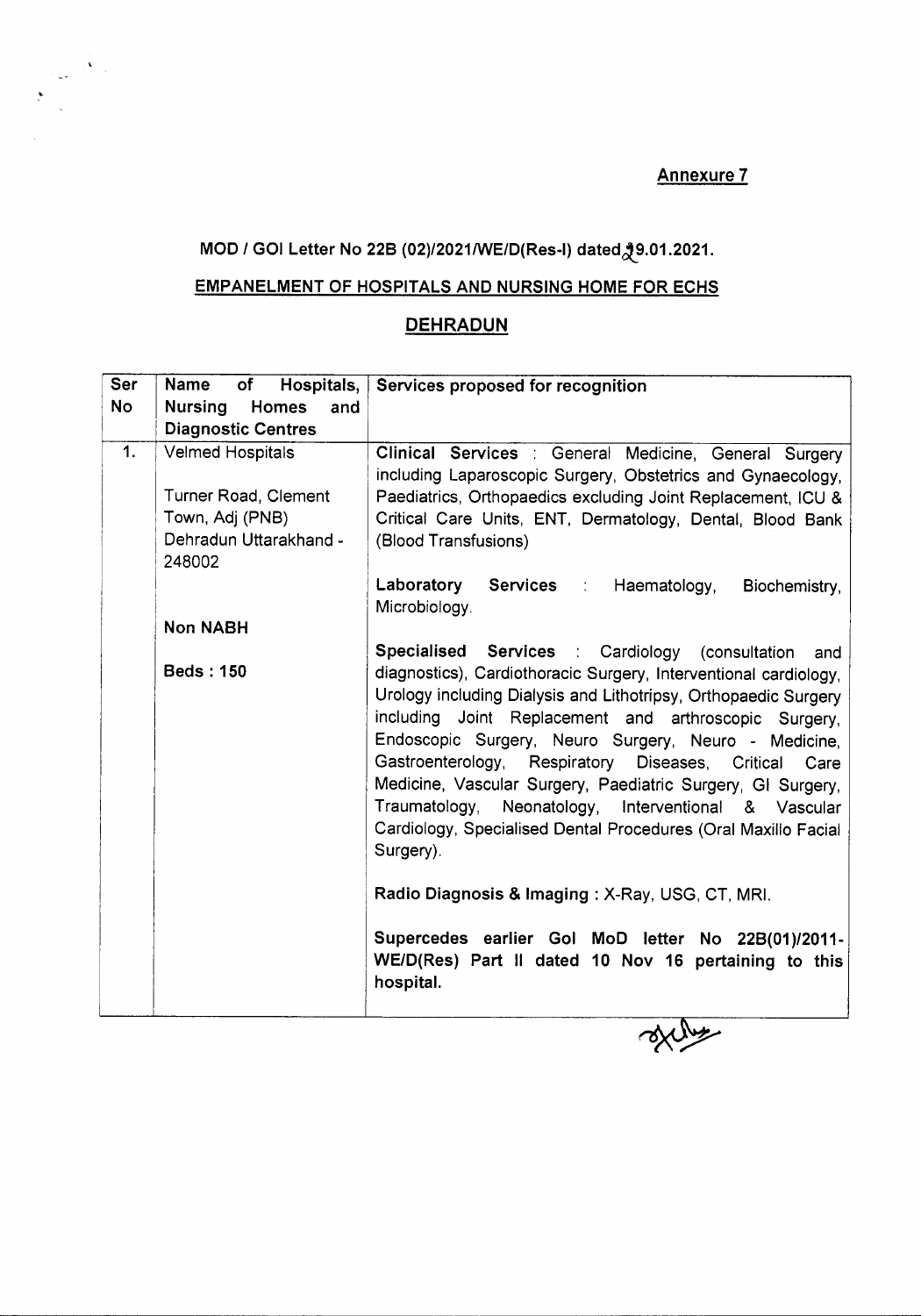**Annexure 7**

**MOD / GOI Letter No 22B (02)/2021/WE/D(Res-I) dated 29.01.2021.**

**EMPANELMENT OF HOSPITALS AND NURSING HOME FOR ECHS**

**DEHRADUN**

| Ser No | Name of Hospitals, Nursing Homes and Diagnostic Centres | Services proposed for recognition |
|---|---|---|
| 1. | Velmed Hospitals<br><br>Turner Road, Clement Town, Adj (PNB) Dehradun Uttarakhand - 248002<br><br>**Non NABH**<br><br>**Beds : 150** | **Clinical Services** : General Medicine, General Surgery including Laparoscopic Surgery, Obstetrics and Gynaecology, Paediatrics, Orthopaedics excluding Joint Replacement, ICU & Critical Care Units, ENT, Dermatology, Dental, Blood Bank (Blood Transfusions)<br><br>**Laboratory Services** : Haematology, Biochemistry, Microbiology.<br><br>**Specialised Services** : Cardiology (consultation and diagnostics), Cardiothoracic Surgery, Interventional cardiology, Urology including Dialysis and Lithotripsy, Orthopaedic Surgery including Joint Replacement and arthroscopic Surgery, Endoscopic Surgery, Neuro Surgery, Neuro - Medicine, Gastroenterology, Respiratory Diseases, Critical Care Medicine, Vascular Surgery, Paediatric Surgery, GI Surgery, Traumatology, Neonatology, Interventional & Vascular Cardiology, Specialised Dental Procedures (Oral Maxillo Facial Surgery).<br><br>**Radio Diagnosis & Imaging** : X-Ray, USG, CT, MRI.<br><br>**Supercedes earlier GoI MoD letter No 22B(01)/2011-WE/D(Res) Part II dated 10 Nov 16 pertaining to this hospital.** |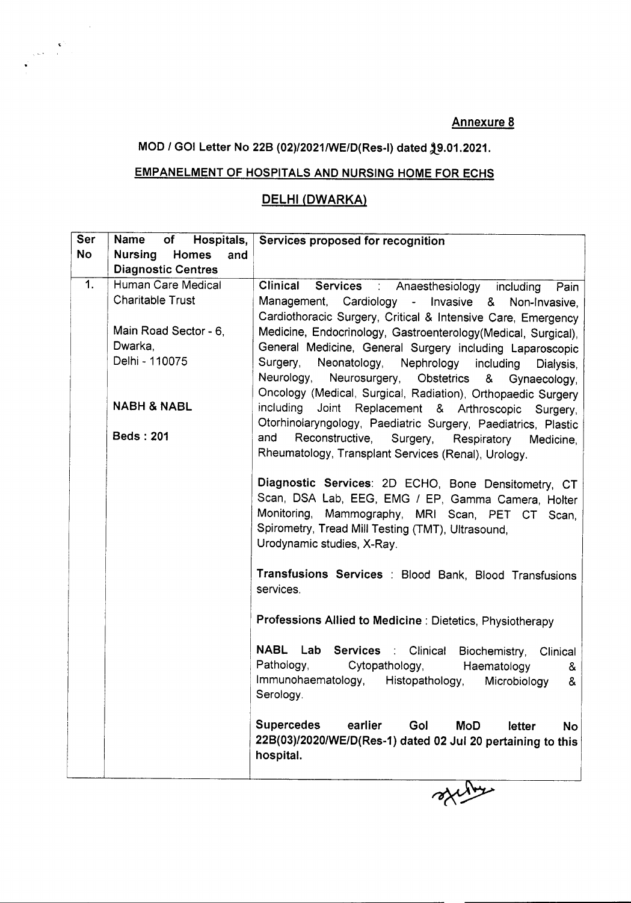**Annexure 8**

**MOD / GOI Letter No 22B (02)/2021/WE/D(Res-I) dated 19.01.2021.**

**EMPANELMENT OF HOSPITALS AND NURSING HOME FOR ECHS**

**DELHI (DWARKA)**

| Ser No | Name of Hospitals, Nursing Homes and Diagnostic Centres | Services proposed for recognition |
|---|---|---|
| 1. | Human Care Medical Charitable Trust<br><br>Main Road Sector - 6, Dwarka, Delhi - 110075<br><br>**NABH & NABL**<br><br>**Beds : 201** | **Clinical Services** : Anaesthesiology including Pain Management, Cardiology - Invasive & Non-Invasive, Cardiothoracic Surgery, Critical & Intensive Care, Emergency Medicine, Endocrinology, Gastroenterology(Medical, Surgical), General Medicine, General Surgery including Laparoscopic Surgery, Neonatology, Nephrology including Dialysis, Neurology, Neurosurgery, Obstetrics & Gynaecology, Oncology (Medical, Surgical, Radiation), Orthopaedic Surgery including Joint Replacement & Arthroscopic Surgery, Otorhinolaryngology, Paediatric Surgery, Paediatrics, Plastic and Reconstructive, Surgery, Respiratory Medicine, Rheumatology, Transplant Services (Renal), Urology.<br><br>**Diagnostic Services**: 2D ECHO, Bone Densitometry, CT Scan, DSA Lab, EEG, EMG / EP, Gamma Camera, Holter Monitoring, Mammography, MRI Scan, PET CT Scan, Spirometry, Tread Mill Testing (TMT), Ultrasound, Urodynamic studies, X-Ray.<br><br>**Transfusions Services** : Blood Bank, Blood Transfusions services.<br><br>**Professions Allied to Medicine** : Dietetics, Physiotherapy<br><br>**NABL Lab Services** : Clinical Biochemistry, Clinical Pathology, Cytopathology, Haematology & Immunohaematology, Histopathology, Microbiology & Serology.<br><br>**Supercedes earlier GoI MoD letter No 22B(03)/2020/WE/D(Res-1) dated 02 Jul 20 pertaining to this hospital.** |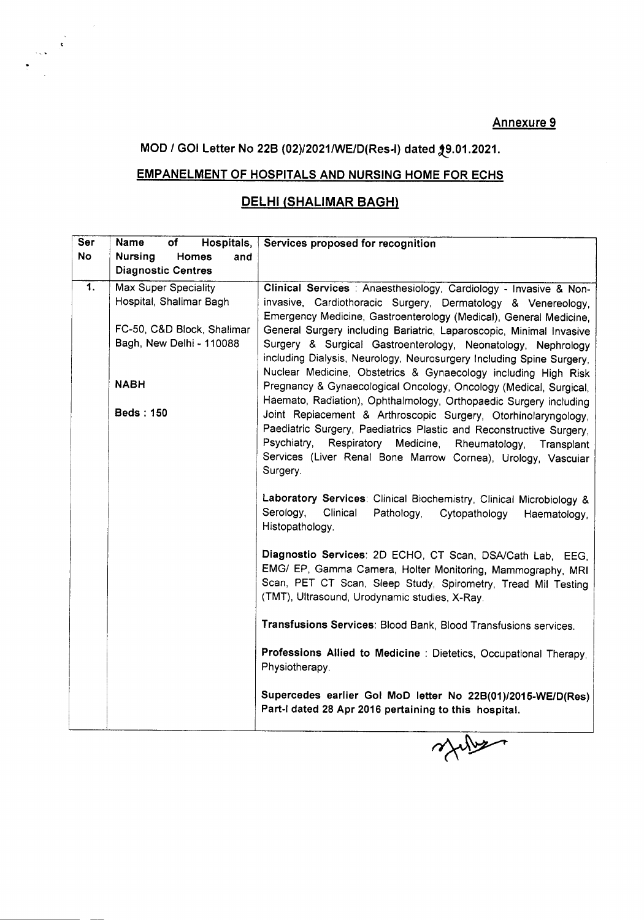**Annexure 9**

**MOD / GOI Letter No 22B (02)/2021/WE/D(Res-I) dated 19.01.2021.**

**EMPANELMENT OF HOSPITALS AND NURSING HOME FOR ECHS**

**DELHI (SHALIMAR BAGH)**

| Ser No | Name of Hospitals, Nursing Homes and Diagnostic Centres | Services proposed for recognition |
|---|---|---|
| 1. | Max Super Speciality Hospital, Shalimar Bagh<br><br>FC-50, C&D Block, Shalimar Bagh, New Delhi - 110088<br><br>**NABH**<br><br>**Beds : 150** | **Clinical Services** : Anaesthesiology, Cardiology - Invasive & Non-invasive, Cardiothoracic Surgery, Dermatology & Venereology, Emergency Medicine, Gastroenterology (Medical), General Medicine, General Surgery including Bariatric, Laparoscopic, Minimal Invasive Surgery & Surgical Gastroenterology, Neonatology, Nephrology including Dialysis, Neurology, Neurosurgery Including Spine Surgery, Nuclear Medicine, Obstetrics & Gynaecology including High Risk Pregnancy & Gynaecological Oncology, Oncology (Medical, Surgical, Haemato, Radiation), Ophthalmology, Orthopaedic Surgery including Joint Repiacement & Arthroscopic Surgery, Otorhinolaryngology, Paediatric Surgery, Paediatrics Plastic and Reconstructive Surgery, Psychiatry, Respiratory Medicine, Rheumatology, Transplant Services (Liver Renal Bone Marrow Cornea), Urology, Vascuiar Surgery.<br><br>**Laboratory Services**: Clinical Biochemistry, Clinical Microbiology & Serology, Clinical Pathology, Cytopathology Haematology, Histopathology.<br><br>**Diagnostio Services**: 2D ECHO, CT Scan, DSA/Cath Lab, EEG, EMG/ EP, Gamma Camera, Holter Monitoring, Mammography, MRI Scan, PET CT Scan, Sleep Study, Spirometry, Tread Mil Testing (TMT), Ultrasound, Urodynamic studies, X-Ray.<br><br>**Transfusions Services**: Blood Bank, Blood Transfusions services.<br><br>**Professions Allied to Medicine** : Dietetics, Occupational Therapy, Physiotherapy.<br><br>**Supercedes earlier GoI MoD letter No 22B(01)/2015-WE/D(Res) Part-I dated 28 Apr 2016 pertaining to this hospital.** |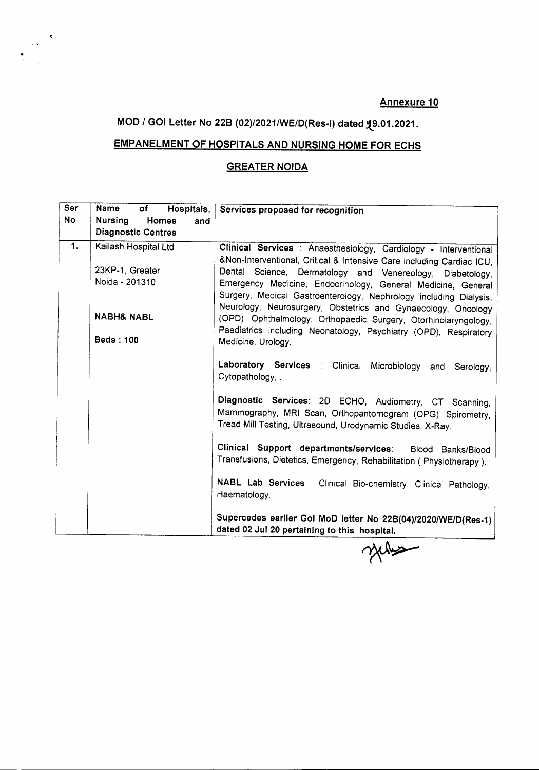**Annexure 10**

## MOD / GOI Letter No 22B (02)/2021/WE/D(Res-I) dated 19.01.2021.

## EMPANELMENT OF HOSPITALS AND NURSING HOME FOR ECHS

### GREATER NOIDA

| Ser No | Name of Hospitals, Nursing Homes and Diagnostic Centres | Services proposed for recognition |
|---|---|---|
| 1. | Kailash Hospital Ltd<br><br>23KP-1, Greater Noida - 201310<br><br>**NABH& NABL**<br><br>**Beds : 100** | **Clinical Services** : Anaesthesiology, Cardiology - Interventional &Non-Interventional, Critical & Intensive Care including Cardiac ICU, Dental Science, Dermatology and Venereology, Diabetology, Emergency Medicine, Endocrinology, General Medicine, General Surgery, Medical Gastroenterology, Nephrology including Dialysis, Neurology, Neurosurgery, Obstetrics and Gynaecology, Oncology (OPD), Ophthalmology, Orthopaedic Surgery, Otorhinolaryngology, Paediatrics including Neonatology, Psychiatry (OPD), Respiratory Medicine, Urology.<br><br>**Laboratory Services** : Clinical Microbiology and Serology, Cytopathology, .<br><br>**Diagnostic Services**: 2D ECHO, Audiometry, CT Scanning, Mammography, MRI Scan, Orthopantomogram (OPG), Spirometry, Tread Mill Testing, Ultrasound, Urodynamic Studies, X-Ray.<br><br>**Clinical Support departments/services**: Blood Banks/Blood Transfusions, Dietetics, Emergency, Rehabilitation ( Physiotherapy ).<br><br>**NABL Lab Services** : Clinical Bio-chemistry, Clinical Pathology, Haematology.<br><br>**Supercedes earlier GoI MoD letter No 22B(04)/2020/WE/D(Res-1) dated 02 Jul 20 pertaining to this hospital.** |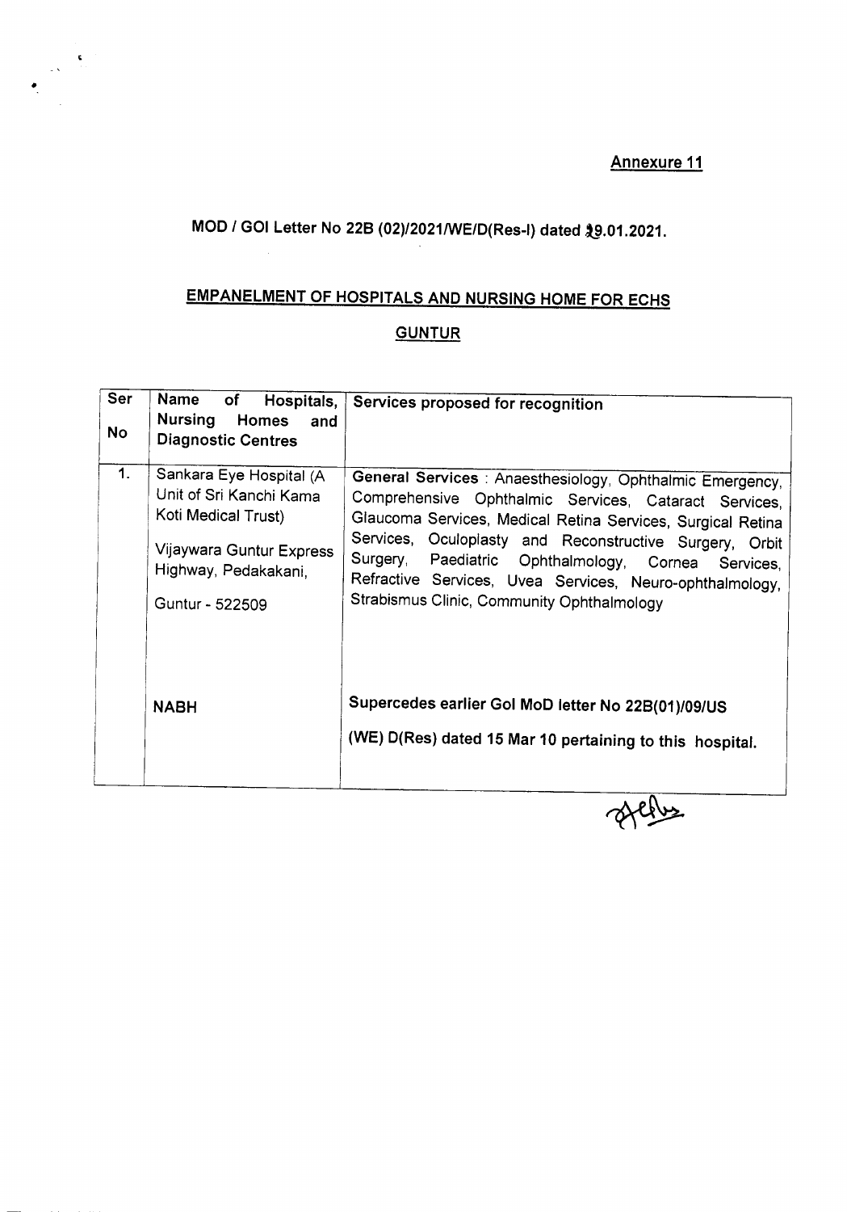Annexure 11

**MOD / GOI Letter No 22B (02)/2021/WE/D(Res-I) dated 19.01.2021.**

## EMPANELMENT OF HOSPITALS AND NURSING HOME FOR ECHS

### GUNTUR

| Ser No | Name of Hospitals, Nursing Homes and Diagnostic Centres | Services proposed for recognition |
|---|---|---|
| 1. | Sankara Eye Hospital (A Unit of Sri Kanchi Kama Koti Medical Trust)<br><br>Vijaywara Guntur Express Highway, Pedakakani,<br><br>Guntur - 522509<br><br>NABH | **General Services** : Anaesthesiology, Ophthalmic Emergency, Comprehensive Ophthalmic Services, Cataract Services, Glaucoma Services, Medical Retina Services, Surgical Retina Services, Oculoplasty and Reconstructive Surgery, Orbit Surgery, Paediatric Ophthalmology, Cornea Services, Refractive Services, Uvea Services, Neuro-ophthalmology, Strabismus Clinic, Community Ophthalmology<br><br>**Supercedes earlier GoI MoD letter No 22B(01)/09/US (WE) D(Res) dated 15 Mar 10 pertaining to this hospital.** |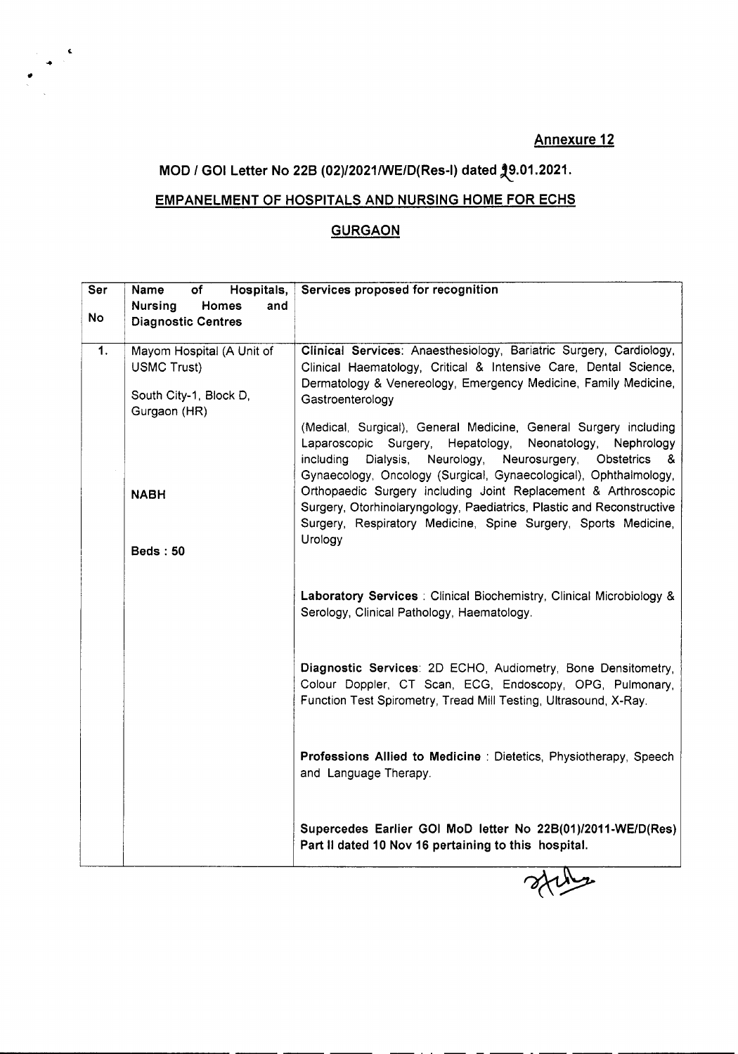**Annexure 12**

**MOD / GOI Letter No 22B (02)/2021/WE/D(Res-I) dated 19.01.2021.**

**EMPANELMENT OF HOSPITALS AND NURSING HOME FOR ECHS**

**GURGAON**

| Ser No | Name of Hospitals, Nursing Homes and Diagnostic Centres | Services proposed for recognition |
|---|---|---|
| 1. | Mayom Hospital (A Unit of USMC Trust)<br><br>South City-1, Block D, Gurgaon (HR)<br><br>**NABH**<br><br>**Beds : 50** | **Clinical Services:** Anaesthesiology, Bariatric Surgery, Cardiology, Clinical Haematology, Critical & Intensive Care, Dental Science, Dermatology & Venereology, Emergency Medicine, Family Medicine, Gastroenterology<br><br>(Medical, Surgical), General Medicine, General Surgery including Laparoscopic Surgery, Hepatology, Neonatology, Nephrology including Dialysis, Neurology, Neurosurgery, Obstetrics & Gynaecology, Oncology (Surgical, Gynaecological), Ophthalmology, Orthopaedic Surgery including Joint Replacement & Arthroscopic Surgery, Otorhinolaryngology, Paediatrics, Plastic and Reconstructive Surgery, Respiratory Medicine, Spine Surgery, Sports Medicine, Urology<br><br>**Laboratory Services** : Clinical Biochemistry, Clinical Microbiology & Serology, Clinical Pathology, Haematology.<br><br>**Diagnostic Services**: 2D ECHO, Audiometry, Bone Densitometry, Colour Doppler, CT Scan, ECG, Endoscopy, OPG, Pulmonary, Function Test Spirometry, Tread Mill Testing, Ultrasound, X-Ray.<br><br>**Professions Allied to Medicine** : Dietetics, Physiotherapy, Speech and Language Therapy.<br><br>**Supercedes Earlier GOI MoD letter No 22B(01)/2011-WE/D(Res) Part II dated 10 Nov 16 pertaining to this hospital.** |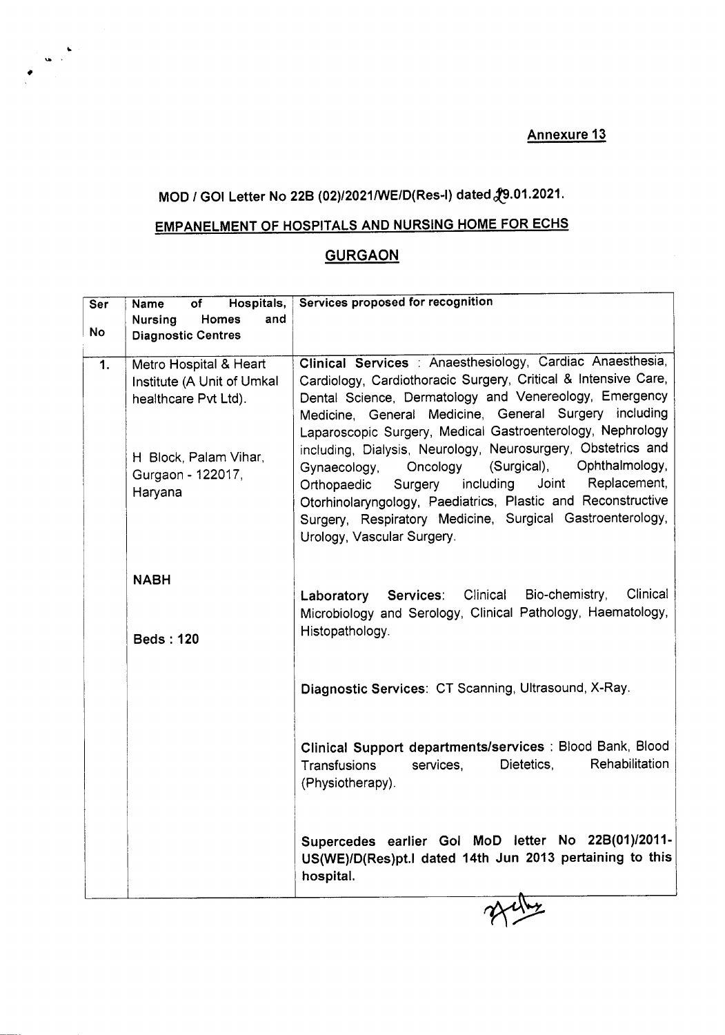**Annexure 13**

**MOD / GOI Letter No 22B (02)/2021/WE/D(Res-I) dated 19.01.2021.**

**EMPANELMENT OF HOSPITALS AND NURSING HOME FOR ECHS**

**GURGAON**

| Ser No | Name of Hospitals, Nursing Homes and Diagnostic Centres | Services proposed for recognition |
|---|---|---|
| 1. | Metro Hospital & Heart Institute (A Unit of Umkal healthcare Pvt Ltd).<br><br>H Block, Palam Vihar, Gurgaon - 122017, Haryana<br><br>**NABH**<br><br>**Beds : 120** | **Clinical Services** : Anaesthesiology, Cardiac Anaesthesia, Cardiology, Cardiothoracic Surgery, Critical & Intensive Care, Dental Science, Dermatology and Venereology, Emergency Medicine, General Medicine, General Surgery including Laparoscopic Surgery, Medical Gastroenterology, Nephrology including, Dialysis, Neurology, Neurosurgery, Obstetrics and Gynaecology, Oncology (Surgical), Ophthalmology, Orthopaedic Surgery including Joint Replacement, Otorhinolaryngology, Paediatrics, Plastic and Reconstructive Surgery, Respiratory Medicine, Surgical Gastroenterology, Urology, Vascular Surgery.<br><br>**Laboratory Services**: Clinical Bio-chemistry, Clinical Microbiology and Serology, Clinical Pathology, Haematology, Histopathology.<br><br>**Diagnostic Services**: CT Scanning, Ultrasound, X-Ray.<br><br>**Clinical Support departments/services** : Blood Bank, Blood Transfusions services, Dietetics, Rehabilitation (Physiotherapy).<br><br>**Supercedes earlier GoI MoD letter No 22B(01)/2011-US(WE)/D(Res)pt.I dated 14th Jun 2013 pertaining to this hospital.** |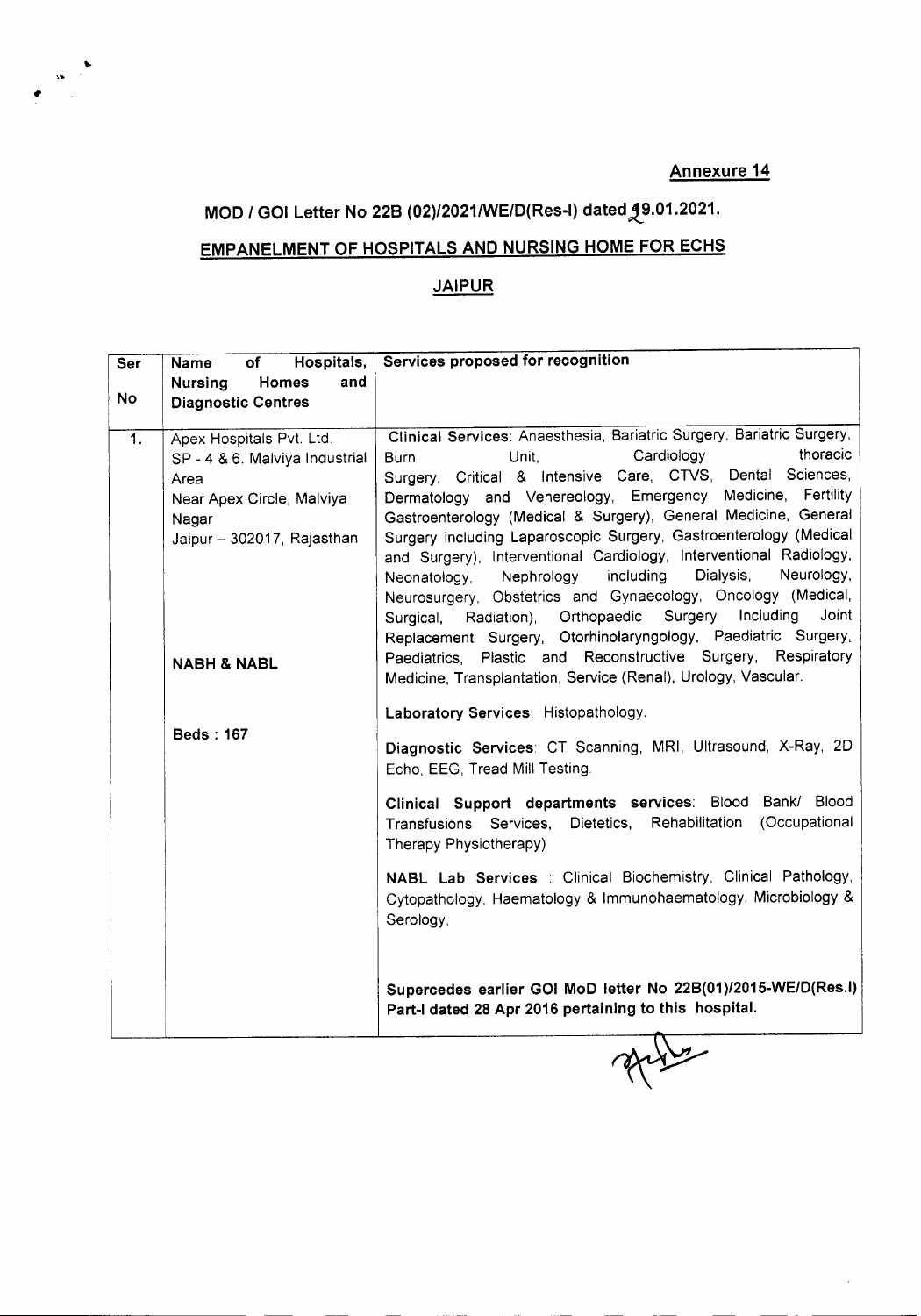**Annexure 14**

## MOD / GOI Letter No 22B (02)/2021/WE/D(Res-I) dated 19.01.2021.

## EMPANELMENT OF HOSPITALS AND NURSING HOME FOR ECHS

### JAIPUR

| Ser No | Name of Hospitals, Nursing Homes and Diagnostic Centres | Services proposed for recognition |
|---|---|---|
| 1. | Apex Hospitals Pvt. Ltd.<br>SP - 4 & 6. Malviya Industrial Area<br>Near Apex Circle, Malviya Nagar<br>Jaipur – 302017, Rajasthan<br><br>**NABH & NABL**<br><br>**Beds : 167** | **Clinical Services**: Anaesthesia, Bariatric Surgery, Bariatric Surgery, Burn Unit, Cardiology thoracic Surgery, Critical & Intensive Care, CTVS, Dental Sciences, Dermatology and Venereology, Emergency Medicine, Fertility Gastroenterology (Medical & Surgery), General Medicine, General Surgery including Laparoscopic Surgery, Gastroenterology (Medical and Surgery), Interventional Cardiology, Interventional Radiology, Neonatology, Nephrology including Dialysis, Neurology, Neurosurgery, Obstetrics and Gynaecology, Oncology (Medical, Surgical, Radiation), Orthopaedic Surgery Including Joint Replacement Surgery, Otorhinolaryngology, Paediatric Surgery, Paediatrics, Plastic and Reconstructive Surgery, Respiratory Medicine, Transplantation, Service (Renal), Urology, Vascular.<br><br>**Laboratory Services**: Histopathology.<br><br>**Diagnostic Services**: CT Scanning, MRI, Ultrasound, X-Ray, 2D Echo, EEG, Tread Mill Testing.<br><br>**Clinical Support departments services**: Blood Bank/ Blood Transfusions Services, Dietetics, Rehabilitation (Occupational Therapy Physiotherapy)<br><br>**NABL Lab Services** : Clinical Biochemistry, Clinical Pathology, Cytopathology, Haematology & Immunohaematology, Microbiology & Serology,<br><br>**Supercedes earlier GOI MoD letter No 22B(01)/2015-WE/D(Res.I) Part-I dated 28 Apr 2016 pertaining to this hospital.** |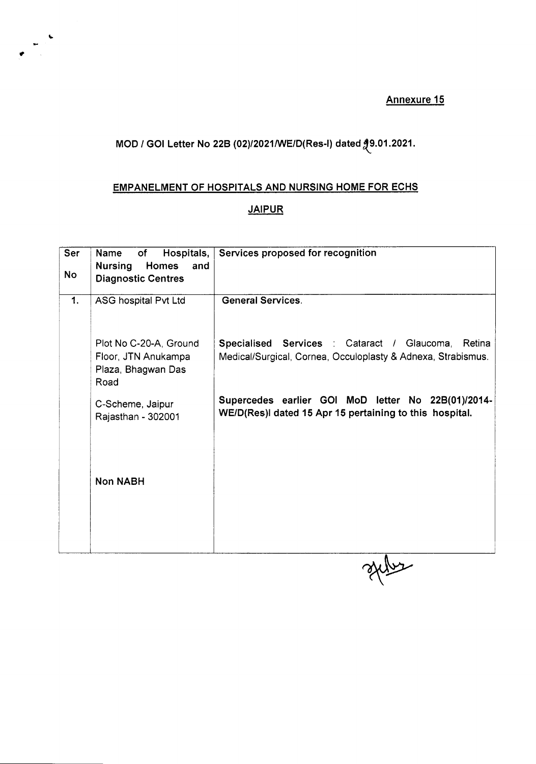**Annexure 15**

**MOD / GOI Letter No 22B (02)/2021/WE/D(Res-I) dated 19.01.2021.**

**EMPANELMENT OF HOSPITALS AND NURSING HOME FOR ECHS**

**JAIPUR**

| Ser No | Name of Hospitals, Nursing Homes and Diagnostic Centres | Services proposed for recognition |
|---|---|---|
| 1. | ASG hospital Pvt Ltd<br><br>Plot No C-20-A, Ground Floor, JTN Anukampa Plaza, Bhagwan Das Road<br><br>C-Scheme, Jaipur Rajasthan - 302001<br><br>**Non NABH** | **General Services**.<br><br>**Specialised Services** : Cataract / Glaucoma, Retina Medical/Surgical, Cornea, Occuloplasty & Adnexa, Strabismus.<br><br>**Supercedes earlier GOI MoD letter No 22B(01)/2014-WE/D(Res)I dated 15 Apr 15 pertaining to this hospital.** |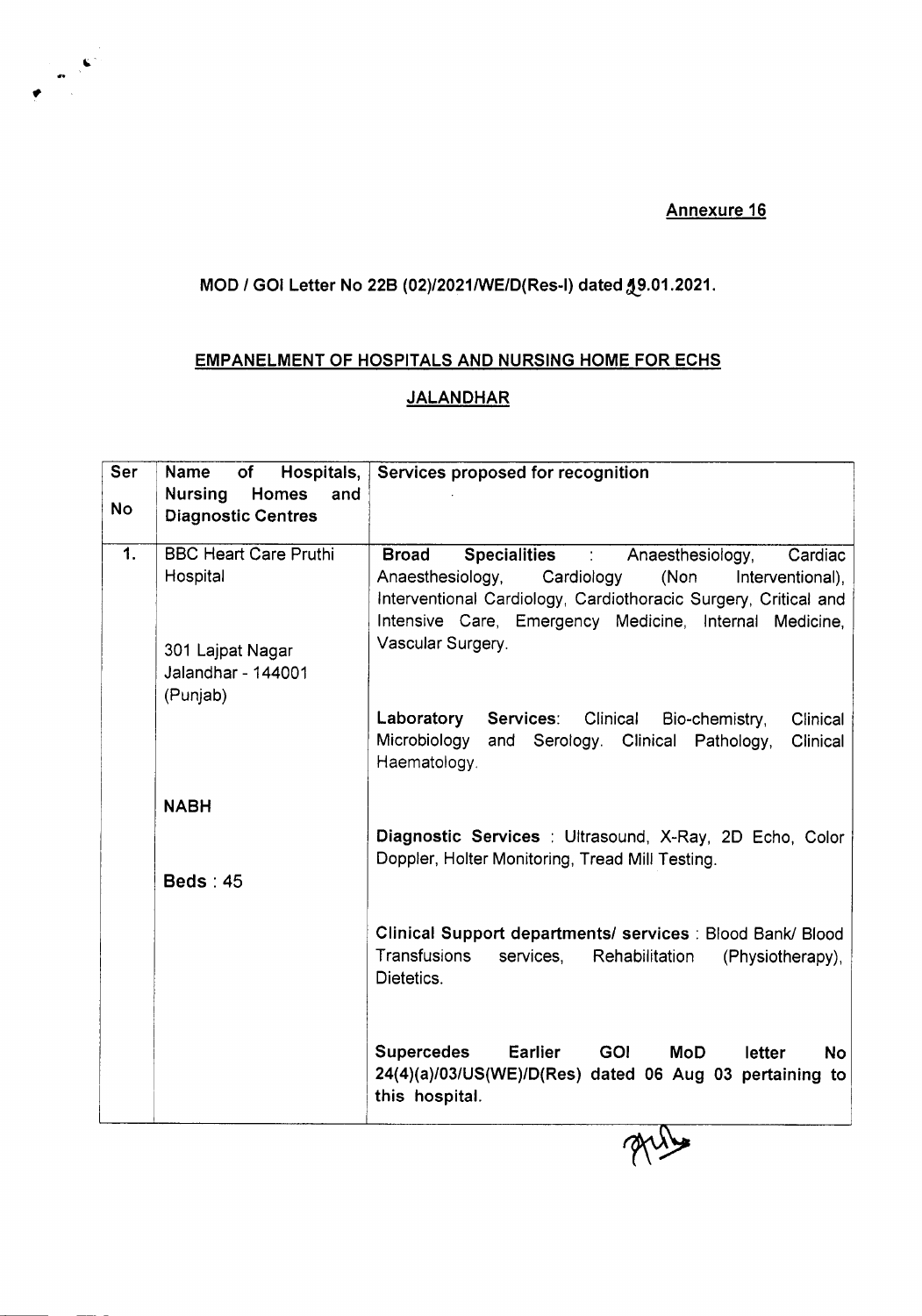**Annexure 16**

**MOD / GOI Letter No 22B (02)/2021/WE/D(Res-I) dated 19.01.2021.**

**EMPANELMENT OF HOSPITALS AND NURSING HOME FOR ECHS**

**JALANDHAR**

| Ser No | Name of Hospitals, Nursing Homes and Diagnostic Centres | Services proposed for recognition |
|---|---|---|
| 1. | BBC Heart Care Pruthi Hospital<br><br>301 Lajpat Nagar Jalandhar - 144001 (Punjab)<br><br>**NABH**<br><br>**Beds** : 45 | **Broad Specialities** : Anaesthesiology, Cardiac Anaesthesiology, Cardiology (Non Interventional), Interventional Cardiology, Cardiothoracic Surgery, Critical and Intensive Care, Emergency Medicine, Internal Medicine, Vascular Surgery.<br><br>**Laboratory Services**: Clinical Bio-chemistry, Clinical Microbiology and Serology. Clinical Pathology, Clinical Haematology.<br><br>**Diagnostic Services** : Ultrasound, X-Ray, 2D Echo, Color Doppler, Holter Monitoring, Tread Mill Testing.<br><br>**Clinical Support departments/ services** : Blood Bank/ Blood Transfusions services, Rehabilitation (Physiotherapy), Dietetics.<br><br>**Supercedes Earlier GOI MoD letter No 24(4)(a)/03/US(WE)/D(Res) dated 06 Aug 03 pertaining to this hospital.** |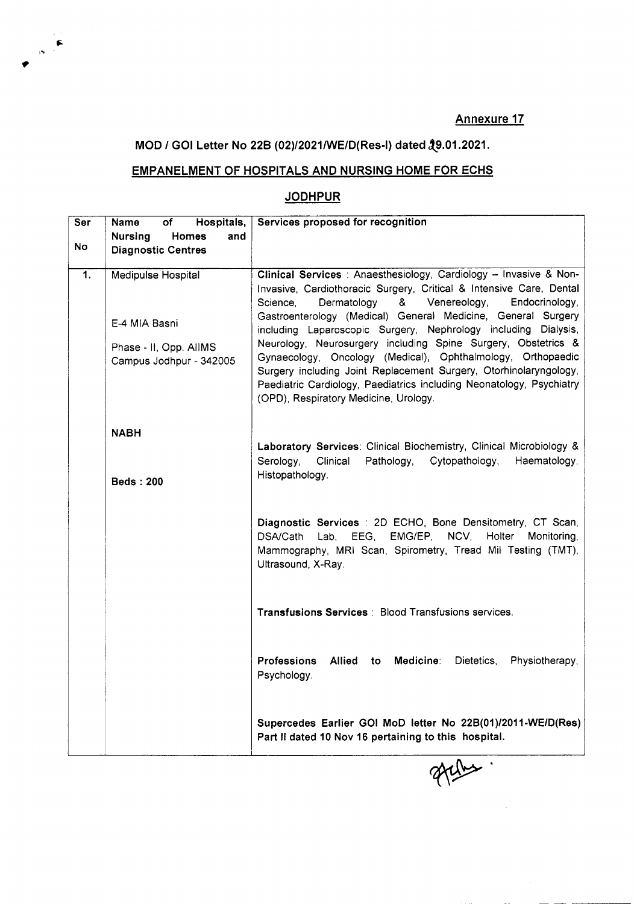**Annexure 17**

## MOD / GOI Letter No 22B (02)/2021/WE/D(Res-I) dated 19.01.2021.

## EMPANELMENT OF HOSPITALS AND NURSING HOME FOR ECHS

## JODHPUR

| Ser No | Name of Hospitals, Nursing Homes and Diagnostic Centres | Services proposed for recognition |
|---|---|---|
| 1. | Medipulse Hospital<br><br>E-4 MIA Basni<br><br>Phase - II, Opp. AIIMS Campus Jodhpur - 342005<br><br>**NABH**<br><br>**Beds : 200** | **Clinical Services** : Anaesthesiology, Cardiology – Invasive & Non-Invasive, Cardiothoracic Surgery, Critical & Intensive Care, Dental Science, Dermatology & Venereology, Endocrinology, Gastroenterology (Medical) General Medicine, General Surgery including Laparoscopic Surgery, Nephrology including Dialysis, Neurology, Neurosurgery including Spine Surgery, Obstetrics & Gynaecology, Oncology (Medical), Ophthalmology, Orthopaedic Surgery including Joint Replacement Surgery, Otorhinolaryngology, Paediatric Cardiology, Paediatrics including Neonatology, Psychiatry (OPD), Respiratory Medicine, Urology.<br><br>**Laboratory Services**: Clinical Biochemistry, Clinical Microbiology & Serology, Clinical Pathology, Cytopathology, Haematology, Histopathology.<br><br>**Diagnostic Services** : 2D ECHO, Bone Densitometry, CT Scan, DSA/Cath Lab, EEG, EMG/EP, NCV, Holter Monitoring, Mammography, MRI Scan, Spirometry, Tread Mil Testing (TMT), Ultrasound, X-Ray.<br><br>**Transfusions Services** : Blood Transfusions services.<br><br>**Professions Allied to Medicine**: Dietetics, Physiotherapy, Psychology.<br><br>**Supercedes Earlier GOI MoD letter No 22B(01)/2011-WE/D(Res) Part II dated 10 Nov 16 pertaining to this hospital.** |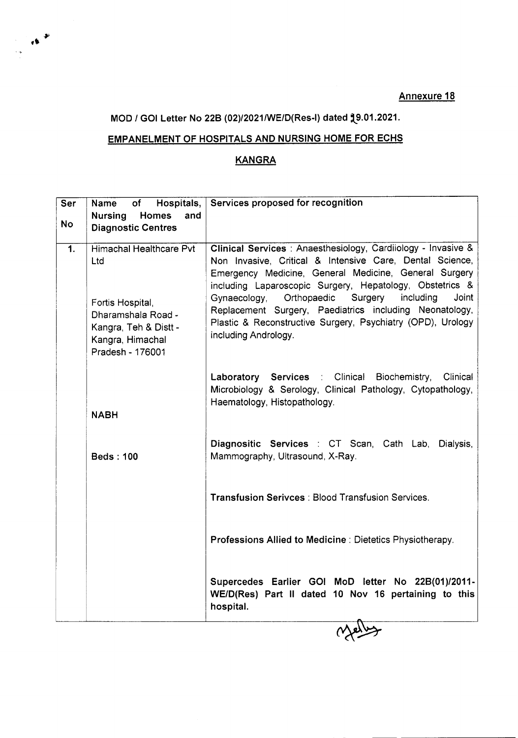Annexure 18

## MOD / GOI Letter No 22B (02)/2021/WE/D(Res-I) dated 19.01.2021.

## EMPANELMENT OF HOSPITALS AND NURSING HOME FOR ECHS

## KANGRA

| Ser No | Name of Hospitals, Nursing Homes and Diagnostic Centres | Services proposed for recognition |
|---|---|---|
| 1. | Himachal Healthcare Pvt Ltd<br><br>Fortis Hospital, Dharamshala Road - Kangra, Teh & Distt - Kangra, Himachal Pradesh - 176001<br><br>NABH<br><br>Beds : 100 | **Clinical Services** : Anaesthesiology, Cardiiology - Invasive & Non Invasive, Critical & Intensive Care, Dental Science, Emergency Medicine, General Medicine, General Surgery including Laparoscopic Surgery, Hepatology, Obstetrics & Gynaecology, Orthopaedic Surgery including Joint Replacement Surgery, Paediatrics including Neonatology, Plastic & Reconstructive Surgery, Psychiatry (OPD), Urology including Andrology.<br><br>**Laboratory Services** : Clinical Biochemistry, Clinical Microbiology & Serology, Clinical Pathology, Cytopathology, Haematology, Histopathology.<br><br>**Diagnositic Services** : CT Scan, Cath Lab, Dialysis, Mammography, Ultrasound, X-Ray.<br><br>**Transfusion Serivces** : Blood Transfusion Services.<br><br>**Professions Allied to Medicine** : Dietetics Physiotherapy.<br><br>**Supercedes Earlier GOI MoD letter No 22B(01)/2011-WE/D(Res) Part II dated 10 Nov 16 pertaining to this hospital.** |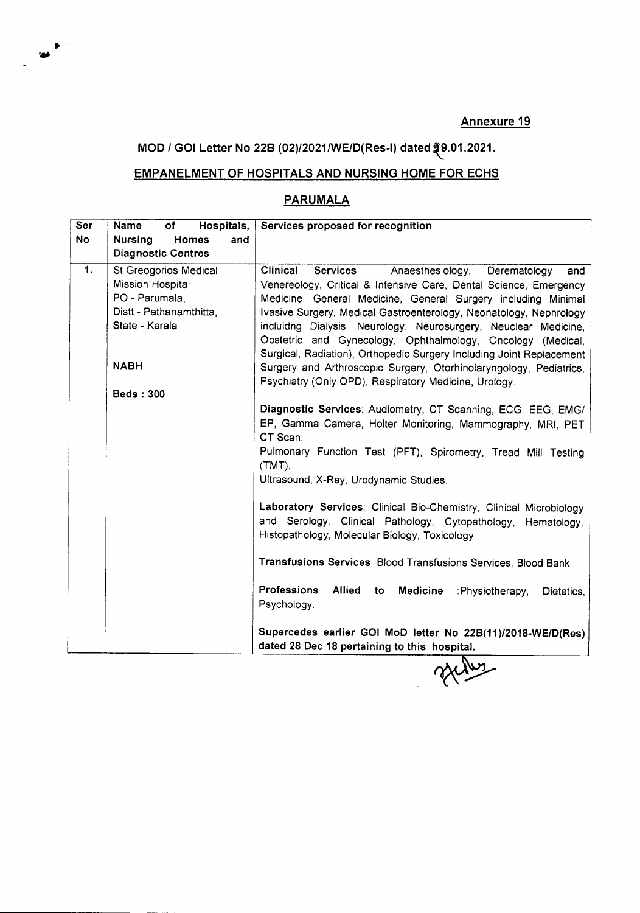**Annexure 19**

**MOD / GOI Letter No 22B (02)/2021/WE/D(Res-I) dated 19.01.2021.**

**EMPANELMENT OF HOSPITALS AND NURSING HOME FOR ECHS**

**PARUMALA**

| Ser No | Name of Hospitals, Nursing Homes and Diagnostic Centres | Services proposed for recognition |
|---|---|---|
| 1. | St Greogorios Medical Mission Hospital<br>PO - Parumala,<br>Distt - Pathanamthitta,<br>State - Kerala<br><br>NABH<br><br>Beds : 300 | **Clinical Services** : Anaesthesiology, Derematology and Venereology, Critical & Intensive Care, Dental Science, Emergency Medicine, General Medicine, General Surgery including Minimal Ivasive Surgery, Medical Gastroenterology, Neonatology, Nephrology incluidng Dialysis, Neurology, Neurosurgery, Neuclear Medicine, Obstetric and Gynecology, Ophthalmology, Oncology (Medical, Surgical, Radiation), Orthopedic Surgery Including Joint Replacement Surgery and Arthroscopic Surgery, Otorhinolaryngology, Pediatrics, Psychiatry (Only OPD), Respiratory Medicine, Urology.<br><br>**Diagnostic Services**: Audiometry, CT Scanning, ECG, EEG, EMG/ EP, Gamma Camera, Holter Monitoring, Mammography, MRI, PET CT Scan,<br>Pulmonary Function Test (PFT), Spirometry, Tread Mill Testing (TMT),<br>Ultrasound, X-Ray, Urodynamic Studies.<br><br>**Laboratory Services**: Clinical Bio-Chemistry, Clinical Microbiology and Serology, Clinical Pathology, Cytopathology, Hematology, Histopathology, Molecular Biology, Toxicology.<br><br>**Transfusions Services**: Blood Transfusions Services, Blood Bank<br><br>**Professions Allied to Medicine** :Physiotherapy, Dietetics, Psychology.<br><br>**Supercedes earlier GOI MoD letter No 22B(11)/2018-WE/D(Res) dated 28 Dec 18 pertaining to this hospital.** |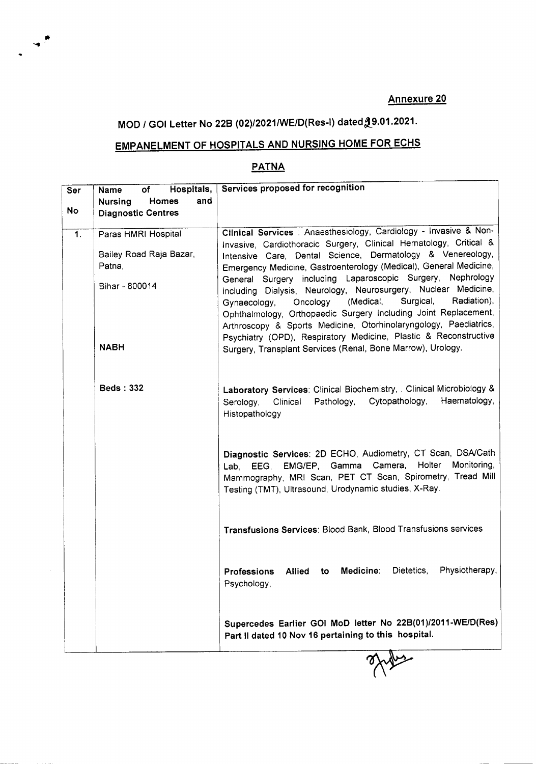**Annexure 20**

**MOD / GOI Letter No 22B (02)/2021/WE/D(Res-I) dated 19.01.2021.**

**EMPANELMENT OF HOSPITALS AND NURSING HOME FOR ECHS**

**PATNA**

| Ser No | Name of Hospitals, Nursing Homes and Diagnostic Centres | Services proposed for recognition |
|---|---|---|
| 1. | Paras HMRI Hospital<br><br>Bailey Road Raja Bazar, Patna,<br><br>Bihar - 800014<br><br>**NABH**<br><br>**Beds : 332** | **Clinical Services** : Anaesthesiology, Cardiology - Invasive & Non-Invasive, Cardiothoracic Surgery, Clinical Hematology, Critical & Intensive Care, Dental Science, Dermatology & Venereology, Emergency Medicine, Gastroenterology (Medical), General Medicine, General Surgery including Laparoscopic Surgery, Nephrology including Dialysis, Neurology, Neurosurgery, Nuclear Medicine, Gynaecology, Oncology (Medical, Surgical, Radiation), Ophthalmology, Orthopaedic Surgery including Joint Replacement, Arthroscopy & Sports Medicine, Otorhinolaryngology, Paediatrics, Psychiatry (OPD), Respiratory Medicine, Plastic & Reconstructive Surgery, Transplant Services (Renal, Bone Marrow), Urology.<br><br>**Laboratory Services**: Clinical Biochemistry, . Clinical Microbiology & Serology, Clinical Pathology, Cytopathology, Haematology, Histopathology<br><br>**Diagnostic Services**: 2D ECHO, Audiometry, CT Scan, DSA/Cath Lab, EEG, EMG/EP, Gamma Camera, Holter Monitoring, Mammography, MRI Scan, PET CT Scan, Spirometry, Tread Mill Testing (TMT), Ultrasound, Urodynamic studies, X-Ray.<br><br>**Transfusions Services**: Blood Bank, Blood Transfusions services<br><br>**Professions Allied to Medicine**: Dietetics, Physiotherapy, Psychology,<br><br>**Supercedes Earlier GOI MoD letter No 22B(01)/2011-WE/D(Res) Part II dated 10 Nov 16 pertaining to this hospital.** |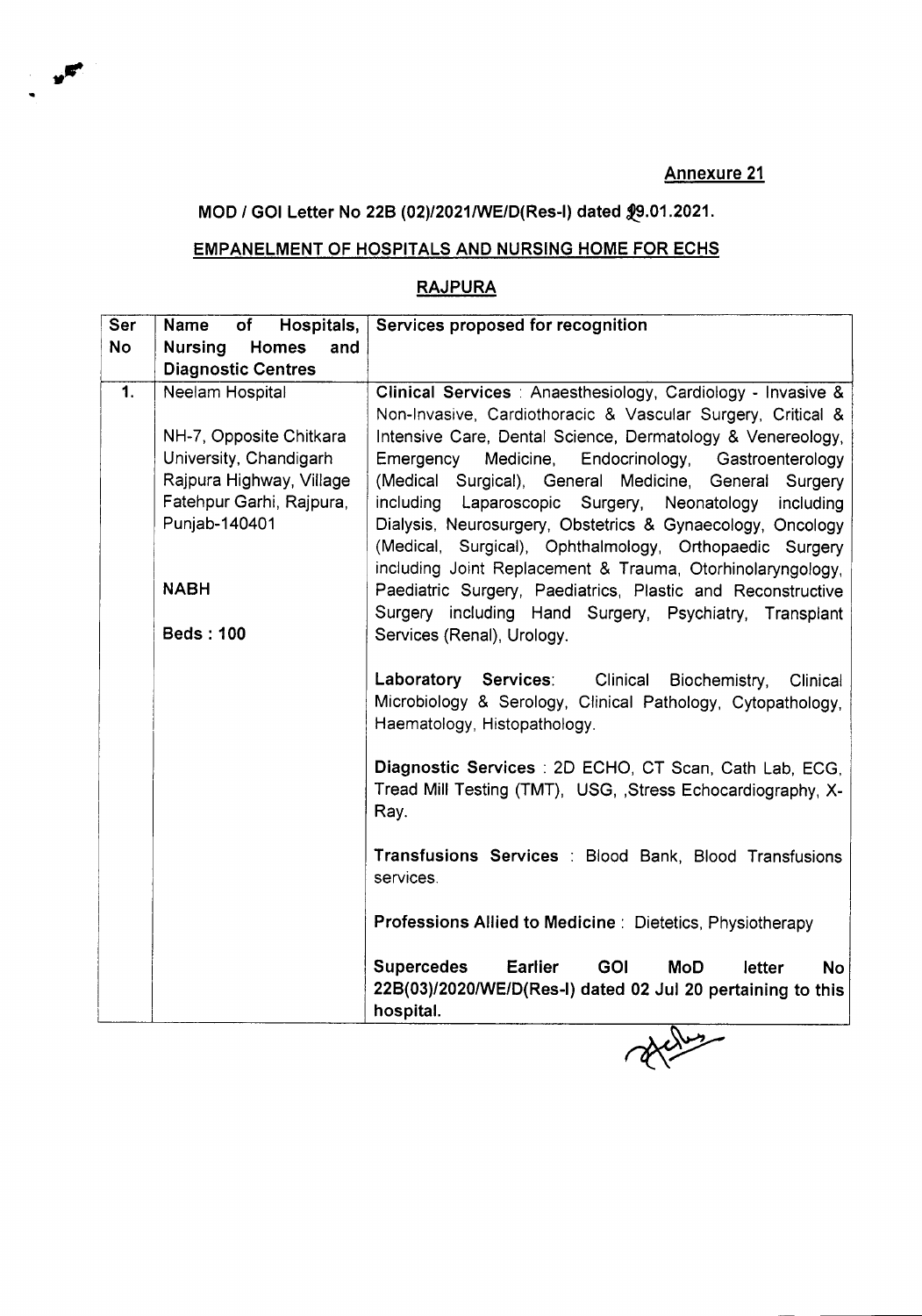**Annexure 21**

**MOD / GOI Letter No 22B (02)/2021/WE/D(Res-I) dated 29.01.2021.**

**EMPANELMENT OF HOSPITALS AND NURSING HOME FOR ECHS**

**RAJPURA**

| Ser No | Name of Hospitals, Nursing Homes and Diagnostic Centres | Services proposed for recognition |
|---|---|---|
| 1. | Neelam Hospital<br><br>NH-7, Opposite Chitkara University, Chandigarh Rajpura Highway, Village Fatehpur Garhi, Rajpura, Punjab-140401<br><br>**NABH**<br><br>**Beds : 100** | **Clinical Services** : Anaesthesiology, Cardiology - Invasive & Non-Invasive, Cardiothoracic & Vascular Surgery, Critical & Intensive Care, Dental Science, Dermatology & Venereology, Emergency Medicine, Endocrinology, Gastroenterology (Medical Surgical), General Medicine, General Surgery including Laparoscopic Surgery, Neonatology including Dialysis, Neurosurgery, Obstetrics & Gynaecology, Oncology (Medical, Surgical), Ophthalmology, Orthopaedic Surgery including Joint Replacement & Trauma, Otorhinolaryngology, Paediatric Surgery, Paediatrics, Plastic and Reconstructive Surgery including Hand Surgery, Psychiatry, Transplant Services (Renal), Urology.<br><br>**Laboratory Services**: Clinical Biochemistry, Clinical Microbiology & Serology, Clinical Pathology, Cytopathology, Haematology, Histopathology.<br><br>**Diagnostic Services** : 2D ECHO, CT Scan, Cath Lab, ECG, Tread Mill Testing (TMT), USG, ,Stress Echocardiography, X-Ray.<br><br>**Transfusions Services** : Blood Bank, Blood Transfusions services.<br><br>**Professions Allied to Medicine** : Dietetics, Physiotherapy<br><br>**Supercedes Earlier GOI MoD letter No 22B(03)/2020/WE/D(Res-I) dated 02 Jul 20 pertaining to this hospital.** |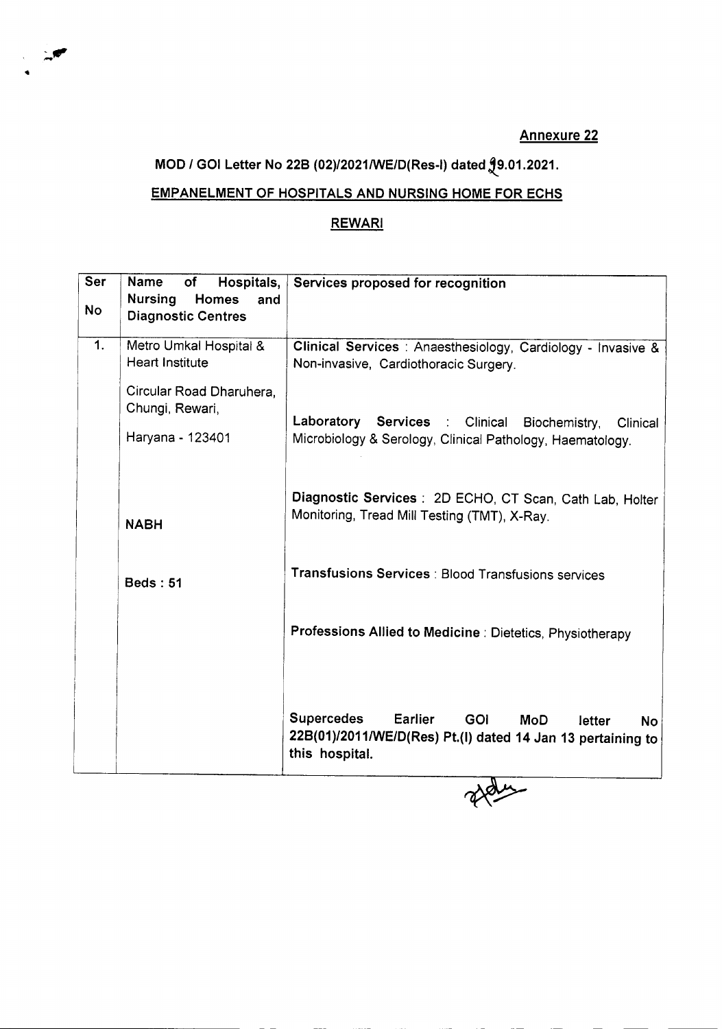**Annexure 22**

**MOD / GOI Letter No 22B (02)/2021/WE/D(Res-I) dated 19.01.2021.**

**EMPANELMENT OF HOSPITALS AND NURSING HOME FOR ECHS**

**REWARI**

| Ser No | Name of Hospitals, Nursing Homes and Diagnostic Centres | Services proposed for recognition |
|---|---|---|
| 1. | Metro Umkal Hospital & Heart Institute<br><br>Circular Road Dharuhera, Chungi, Rewari,<br><br>Haryana - 123401<br><br>**NABH**<br><br>**Beds : 51** | **Clinical Services** : Anaesthesiology, Cardiology - Invasive & Non-invasive, Cardiothoracic Surgery.<br><br>**Laboratory Services** : Clinical Biochemistry, Clinical Microbiology & Serology, Clinical Pathology, Haematology.<br><br>**Diagnostic Services** : 2D ECHO, CT Scan, Cath Lab, Holter Monitoring, Tread Mill Testing (TMT), X-Ray.<br><br>**Transfusions Services** : Blood Transfusions services<br><br>**Professions Allied to Medicine** : Dietetics, Physiotherapy<br><br>**Supercedes Earlier GOI MoD letter No 22B(01)/2011/WE/D(Res) Pt.(I) dated 14 Jan 13 pertaining to this hospital.** |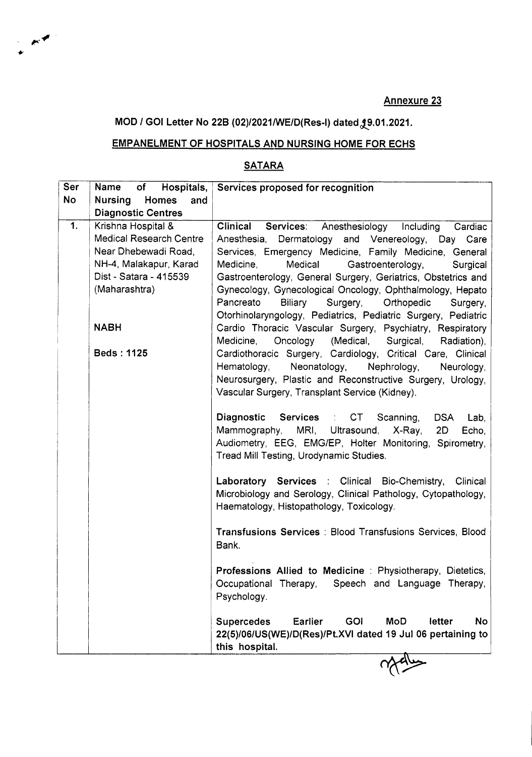**Annexure 23**

**MOD / GOI Letter No 22B (02)/2021/WE/D(Res-I) dated 19.01.2021.**

**EMPANELMENT OF HOSPITALS AND NURSING HOME FOR ECHS**

**SATARA**

| Ser No | Name of Hospitals, Nursing Homes and Diagnostic Centres | Services proposed for recognition |
|---|---|---|
| 1. | Krishna Hospital & Medical Research Centre Near Dhebewadi Road, NH-4, Malakapur, Karad Dist - Satara - 415539 (Maharashtra)<br><br>**NABH**<br><br>**Beds : 1125** | **Clinical Services**: Anesthesiology Including Cardiac Anesthesia, Dermatology and Venereology, Day Care Services, Emergency Medicine, Family Medicine, General Medicine, Medical Gastroenterology, Surgical Gastroenterology, General Surgery, Geriatrics, Obstetrics and Gynecology, Gynecological Oncology, Ophthalmology, Hepato Pancreato Biliary Surgery, Orthopedic Surgery, Otorhinolaryngology, Pediatrics, Pediatric Surgery, Pediatric Cardio Thoracic Vascular Surgery, Psychiatry, Respiratory Medicine, Oncology (Medical, Surgical, Radiation), Cardiothoracic Surgery, Cardiology, Critical Care, Clinical Hematology, Neonatology, Nephrology, Neurology, Neurosurgery, Plastic and Reconstructive Surgery, Urology, Vascular Surgery, Transplant Service (Kidney).<br><br>**Diagnostic Services** : CT Scanning, DSA Lab, Mammography, MRI, Ultrasound, X-Ray, 2D Echo, Audiometry, EEG, EMG/EP, Holter Monitoring, Spirometry, Tread Mill Testing, Urodynamic Studies.<br><br>**Laboratory Services** : Clinical Bio-Chemistry, Clinical Microbiology and Serology, Clinical Pathology, Cytopathology, Haematology, Histopathology, Toxicology.<br><br>**Transfusions Services** : Blood Transfusions Services, Blood Bank.<br><br>**Professions Allied to Medicine** : Physiotherapy, Dietetics, Occupational Therapy, Speech and Language Therapy, Psychology.<br><br>**Supercedes Earlier GOI MoD letter No 22(5)/06/US(WE)/D(Res)/Pt.XVI dated 19 Jul 06 pertaining to this hospital.** |